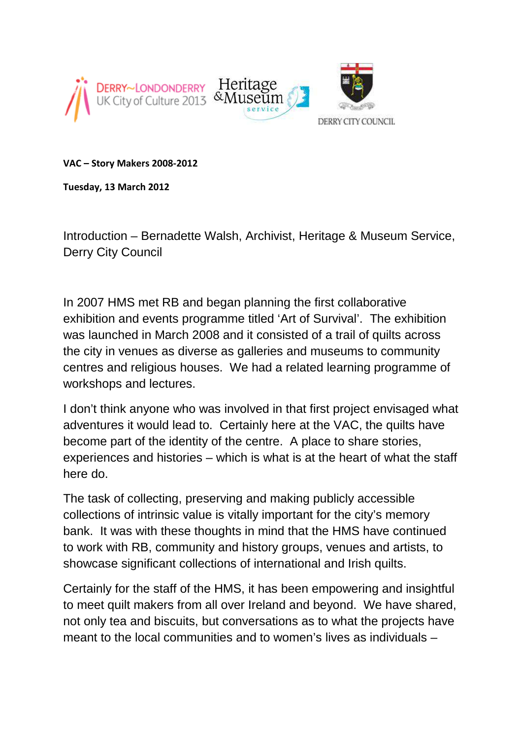DERRY~LONDONDERRY UK City of Culture 2013 | Heritage & Museum service | DERRY CITY COUNCIL

**VAC – Story Makers 2008-2012**

**Tuesday, 13 March 2012**

Introduction – Bernadette Walsh, Archivist, Heritage & Museum Service, Derry City Council

In 2007 HMS met RB and began planning the first collaborative exhibition and events programme titled 'Art of Survival'. The exhibition was launched in March 2008 and it consisted of a trail of quilts across the city in venues as diverse as galleries and museums to community centres and religious houses. We had a related learning programme of workshops and lectures.

I don't think anyone who was involved in that first project envisaged what adventures it would lead to. Certainly here at the VAC, the quilts have become part of the identity of the centre. A place to share stories, experiences and histories – which is what is at the heart of what the staff here do.

The task of collecting, preserving and making publicly accessible collections of intrinsic value is vitally important for the city's memory bank. It was with these thoughts in mind that the HMS have continued to work with RB, community and history groups, venues and artists, to showcase significant collections of international and Irish quilts.

Certainly for the staff of the HMS, it has been empowering and insightful to meet quilt makers from all over Ireland and beyond. We have shared, not only tea and biscuits, but conversations as to what the projects have meant to the local communities and to women's lives as individuals –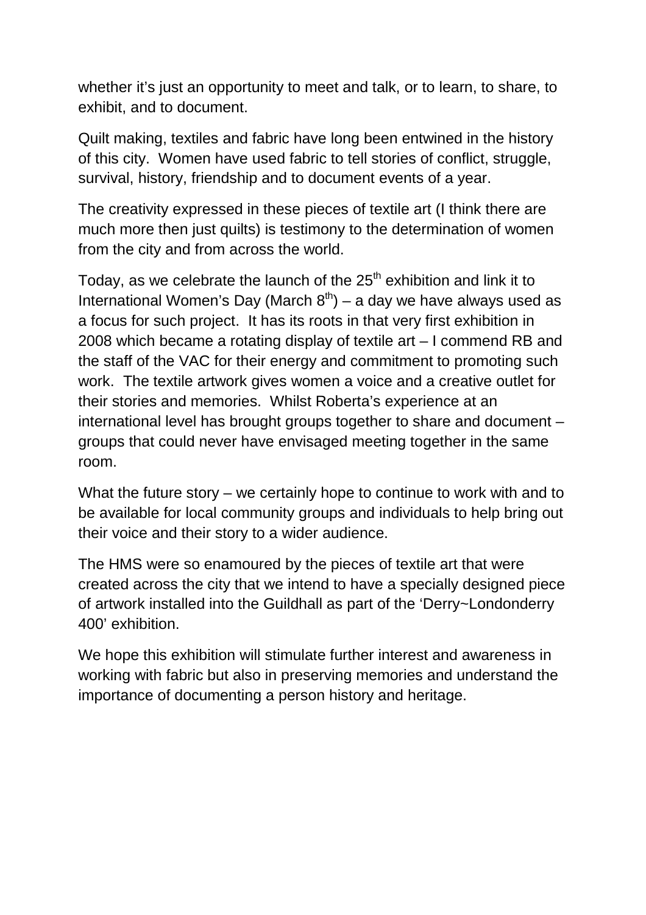whether it's just an opportunity to meet and talk, or to learn, to share, to exhibit, and to document.

Quilt making, textiles and fabric have long been entwined in the history of this city. Women have used fabric to tell stories of conflict, struggle, survival, history, friendship and to document events of a year.

The creativity expressed in these pieces of textile art (I think there are much more then just quilts) is testimony to the determination of women from the city and from across the world.

Today, as we celebrate the launch of the 25th exhibition and link it to International Women's Day (March 8th) – a day we have always used as a focus for such project. It has its roots in that very first exhibition in 2008 which became a rotating display of textile art – I commend RB and the staff of the VAC for their energy and commitment to promoting such work. The textile artwork gives women a voice and a creative outlet for their stories and memories. Whilst Roberta's experience at an international level has brought groups together to share and document – groups that could never have envisaged meeting together in the same room.

What the future story – we certainly hope to continue to work with and to be available for local community groups and individuals to help bring out their voice and their story to a wider audience.

The HMS were so enamoured by the pieces of textile art that were created across the city that we intend to have a specially designed piece of artwork installed into the Guildhall as part of the 'Derry~Londonderry 400' exhibition.

We hope this exhibition will stimulate further interest and awareness in working with fabric but also in preserving memories and understand the importance of documenting a person history and heritage.